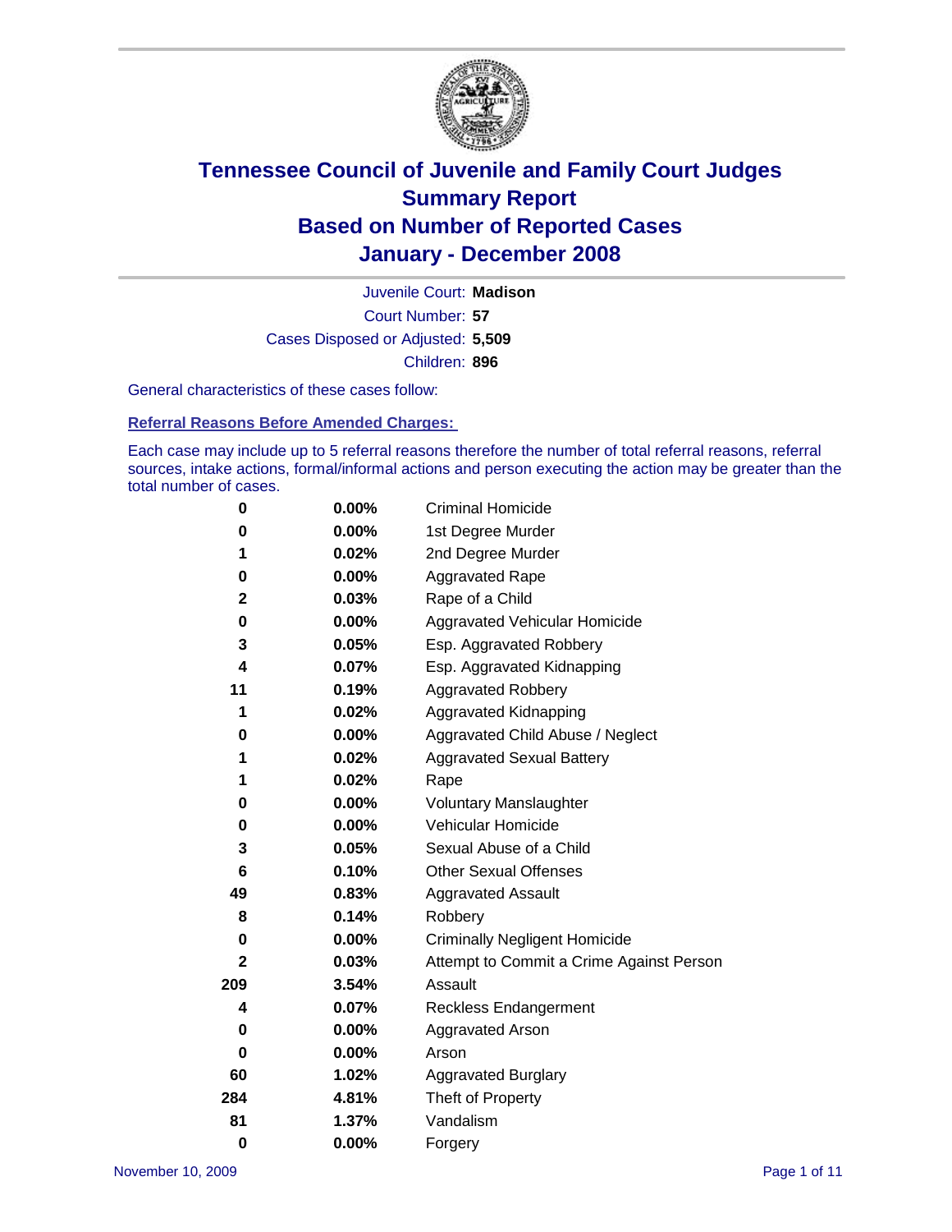# Tennessee Council of Juvenile and Family Court Judges
## Summary Report
## Based on Number of Reported Cases
## January - December 2008

Juvenile Court: **Madison**

Court Number: **57**

Cases Disposed or Adjusted: **5,509**

Children: **896**

General characteristics of these cases follow:

### Referral Reasons Before Amended Charges:

Each case may include up to 5 referral reasons therefore the number of total referral reasons, referral sources, intake actions, formal/informal actions and person executing the action may be greater than the total number of cases.

| | | |
|---|---|---|
| 0 | 0.00% | Criminal Homicide |
| 0 | 0.00% | 1st Degree Murder |
| 1 | 0.02% | 2nd Degree Murder |
| 0 | 0.00% | Aggravated Rape |
| 2 | 0.03% | Rape of a Child |
| 0 | 0.00% | Aggravated Vehicular Homicide |
| 3 | 0.05% | Esp. Aggravated Robbery |
| 4 | 0.07% | Esp. Aggravated Kidnapping |
| 11 | 0.19% | Aggravated Robbery |
| 1 | 0.02% | Aggravated Kidnapping |
| 0 | 0.00% | Aggravated Child Abuse / Neglect |
| 1 | 0.02% | Aggravated Sexual Battery |
| 1 | 0.02% | Rape |
| 0 | 0.00% | Voluntary Manslaughter |
| 0 | 0.00% | Vehicular Homicide |
| 3 | 0.05% | Sexual Abuse of a Child |
| 6 | 0.10% | Other Sexual Offenses |
| 49 | 0.83% | Aggravated Assault |
| 8 | 0.14% | Robbery |
| 0 | 0.00% | Criminally Negligent Homicide |
| 2 | 0.03% | Attempt to Commit a Crime Against Person |
| 209 | 3.54% | Assault |
| 4 | 0.07% | Reckless Endangerment |
| 0 | 0.00% | Aggravated Arson |
| 0 | 0.00% | Arson |
| 60 | 1.02% | Aggravated Burglary |
| 284 | 4.81% | Theft of Property |
| 81 | 1.37% | Vandalism |
| 0 | 0.00% | Forgery |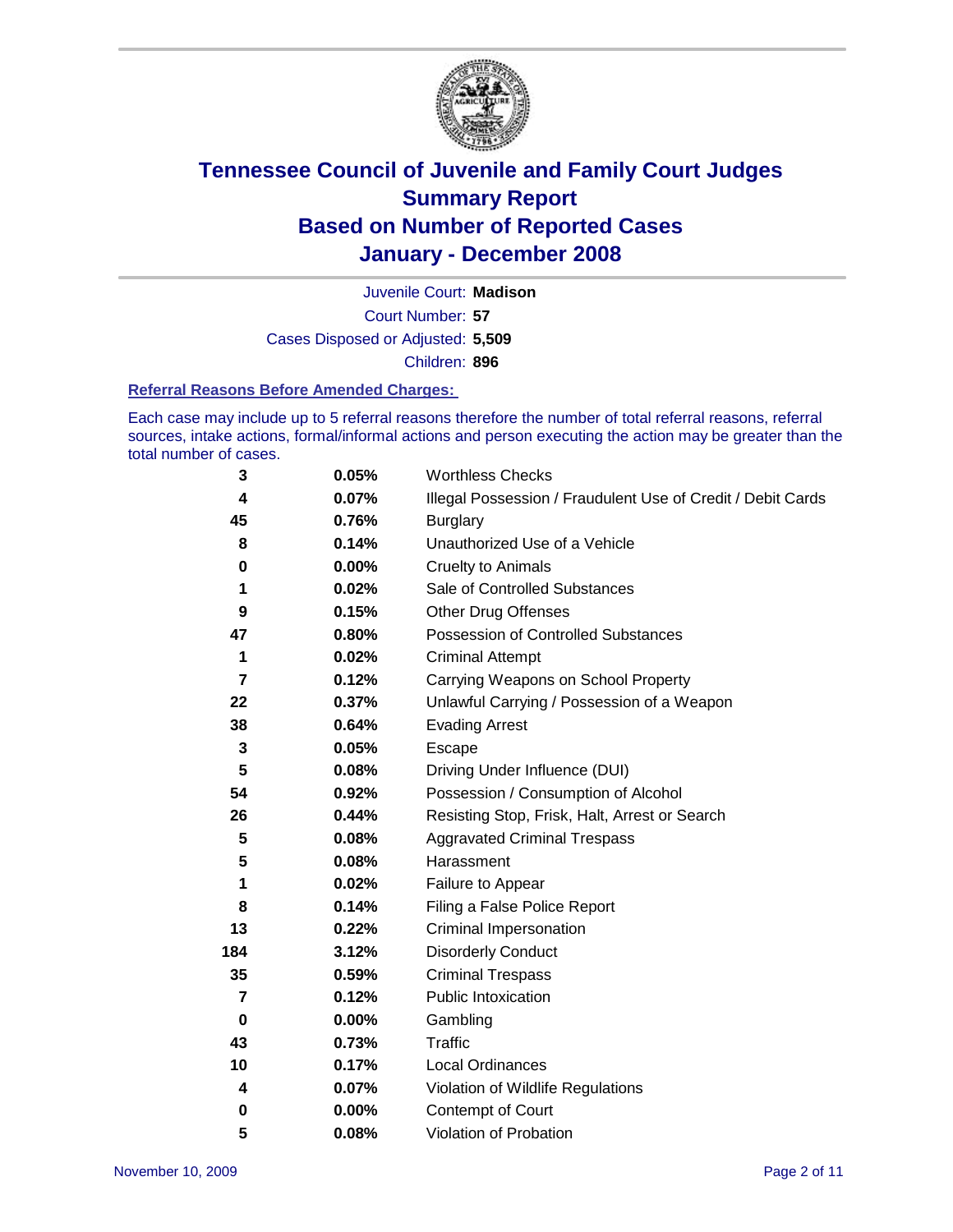# Tennessee Council of Juvenile and Family Court Judges
# Summary Report
# Based on Number of Reported Cases
# January - December 2008

Juvenile Court: **Madison**

Court Number: **57**

Cases Disposed or Adjusted: **5,509**

Children: **896**

### Referral Reasons Before Amended Charges:

Each case may include up to 5 referral reasons therefore the number of total referral reasons, referral sources, intake actions, formal/informal actions and person executing the action may be greater than the total number of cases.

| | | |
|---|---|---|
| 3 | 0.05% | Worthless Checks |
| 4 | 0.07% | Illegal Possession / Fraudulent Use of Credit / Debit Cards |
| 45 | 0.76% | Burglary |
| 8 | 0.14% | Unauthorized Use of a Vehicle |
| 0 | 0.00% | Cruelty to Animals |
| 1 | 0.02% | Sale of Controlled Substances |
| 9 | 0.15% | Other Drug Offenses |
| 47 | 0.80% | Possession of Controlled Substances |
| 1 | 0.02% | Criminal Attempt |
| 7 | 0.12% | Carrying Weapons on School Property |
| 22 | 0.37% | Unlawful Carrying / Possession of a Weapon |
| 38 | 0.64% | Evading Arrest |
| 3 | 0.05% | Escape |
| 5 | 0.08% | Driving Under Influence (DUI) |
| 54 | 0.92% | Possession / Consumption of Alcohol |
| 26 | 0.44% | Resisting Stop, Frisk, Halt, Arrest or Search |
| 5 | 0.08% | Aggravated Criminal Trespass |
| 5 | 0.08% | Harassment |
| 1 | 0.02% | Failure to Appear |
| 8 | 0.14% | Filing a False Police Report |
| 13 | 0.22% | Criminal Impersonation |
| 184 | 3.12% | Disorderly Conduct |
| 35 | 0.59% | Criminal Trespass |
| 7 | 0.12% | Public Intoxication |
| 0 | 0.00% | Gambling |
| 43 | 0.73% | Traffic |
| 10 | 0.17% | Local Ordinances |
| 4 | 0.07% | Violation of Wildlife Regulations |
| 0 | 0.00% | Contempt of Court |
| 5 | 0.08% | Violation of Probation |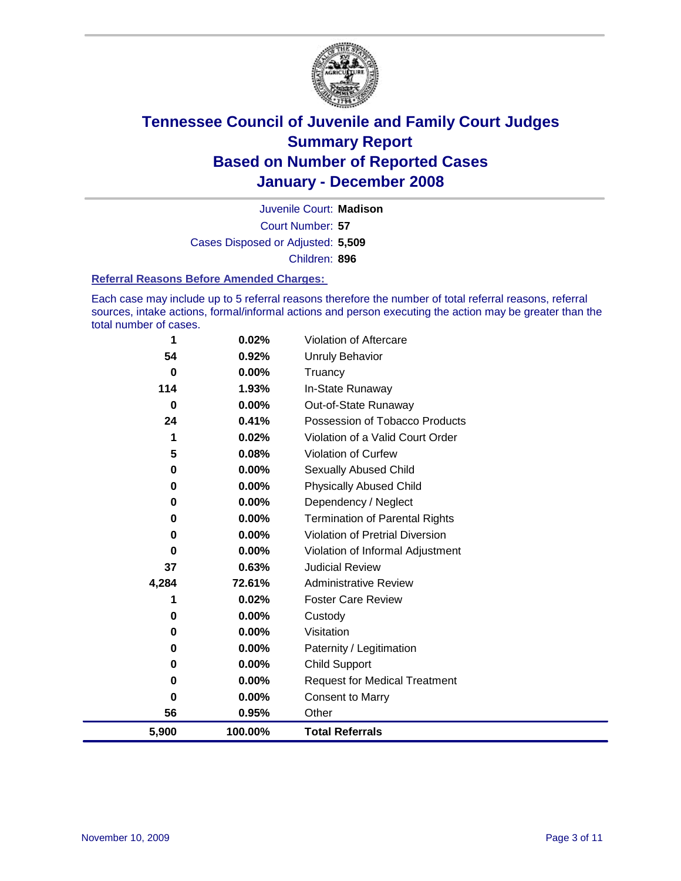# Tennessee Council of Juvenile and Family Court Judges
## Summary Report
## Based on Number of Reported Cases
## January - December 2008

Juvenile Court: **Madison**

Court Number: **57**

Cases Disposed or Adjusted: **5,509**

Children: **896**

### Referral Reasons Before Amended Charges:

Each case may include up to 5 referral reasons therefore the number of total referral reasons, referral sources, intake actions, formal/informal actions and person executing the action may be greater than the total number of cases.

| Count | Percent | Referral Reason |
|---|---|---|
| 1 | 0.02% | Violation of Aftercare |
| 54 | 0.92% | Unruly Behavior |
| 0 | 0.00% | Truancy |
| 114 | 1.93% | In-State Runaway |
| 0 | 0.00% | Out-of-State Runaway |
| 24 | 0.41% | Possession of Tobacco Products |
| 1 | 0.02% | Violation of a Valid Court Order |
| 5 | 0.08% | Violation of Curfew |
| 0 | 0.00% | Sexually Abused Child |
| 0 | 0.00% | Physically Abused Child |
| 0 | 0.00% | Dependency / Neglect |
| 0 | 0.00% | Termination of Parental Rights |
| 0 | 0.00% | Violation of Pretrial Diversion |
| 0 | 0.00% | Violation of Informal Adjustment |
| 37 | 0.63% | Judicial Review |
| 4,284 | 72.61% | Administrative Review |
| 1 | 0.02% | Foster Care Review |
| 0 | 0.00% | Custody |
| 0 | 0.00% | Visitation |
| 0 | 0.00% | Paternity / Legitimation |
| 0 | 0.00% | Child Support |
| 0 | 0.00% | Request for Medical Treatment |
| 0 | 0.00% | Consent to Marry |
| 56 | 0.95% | Other |
| **5,900** | **100.00%** | **Total Referrals** |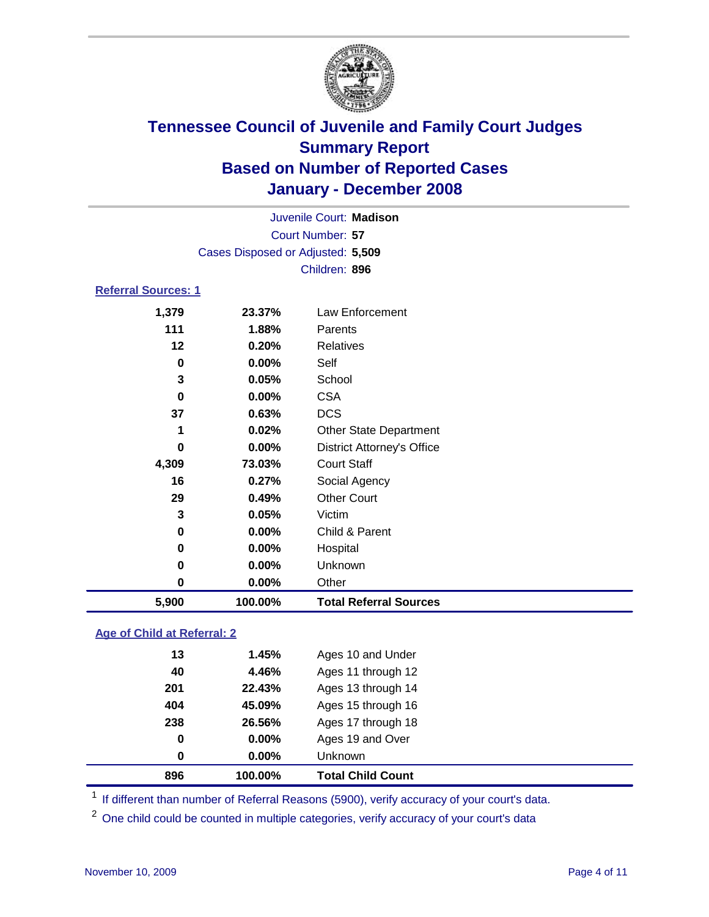# Tennessee Council of Juvenile and Family Court Judges
## Summary Report
## Based on Number of Reported Cases
## January - December 2008

Juvenile Court: **Madison**
Court Number: **57**
Cases Disposed or Adjusted: **5,509**
Children: **896**

### Referral Sources: 1

| | | |
|---|---|---|
| 1,379 | 23.37% | Law Enforcement |
| 111 | 1.88% | Parents |
| 12 | 0.20% | Relatives |
| 0 | 0.00% | Self |
| 3 | 0.05% | School |
| 0 | 0.00% | CSA |
| 37 | 0.63% | DCS |
| 1 | 0.02% | Other State Department |
| 0 | 0.00% | District Attorney's Office |
| 4,309 | 73.03% | Court Staff |
| 16 | 0.27% | Social Agency |
| 29 | 0.49% | Other Court |
| 3 | 0.05% | Victim |
| 0 | 0.00% | Child & Parent |
| 0 | 0.00% | Hospital |
| 0 | 0.00% | Unknown |
| 0 | 0.00% | Other |
| **5,900** | **100.00%** | **Total Referral Sources** |

### Age of Child at Referral: 2

| | | |
|---|---|---|
| 13 | 1.45% | Ages 10 and Under |
| 40 | 4.46% | Ages 11 through 12 |
| 201 | 22.43% | Ages 13 through 14 |
| 404 | 45.09% | Ages 15 through 16 |
| 238 | 26.56% | Ages 17 through 18 |
| 0 | 0.00% | Ages 19 and Over |
| 0 | 0.00% | Unknown |
| **896** | **100.00%** | **Total Child Count** |

[1] If different than number of Referral Reasons (5900), verify accuracy of your court's data.

[2] One child could be counted in multiple categories, verify accuracy of your court's data

November 10, 2009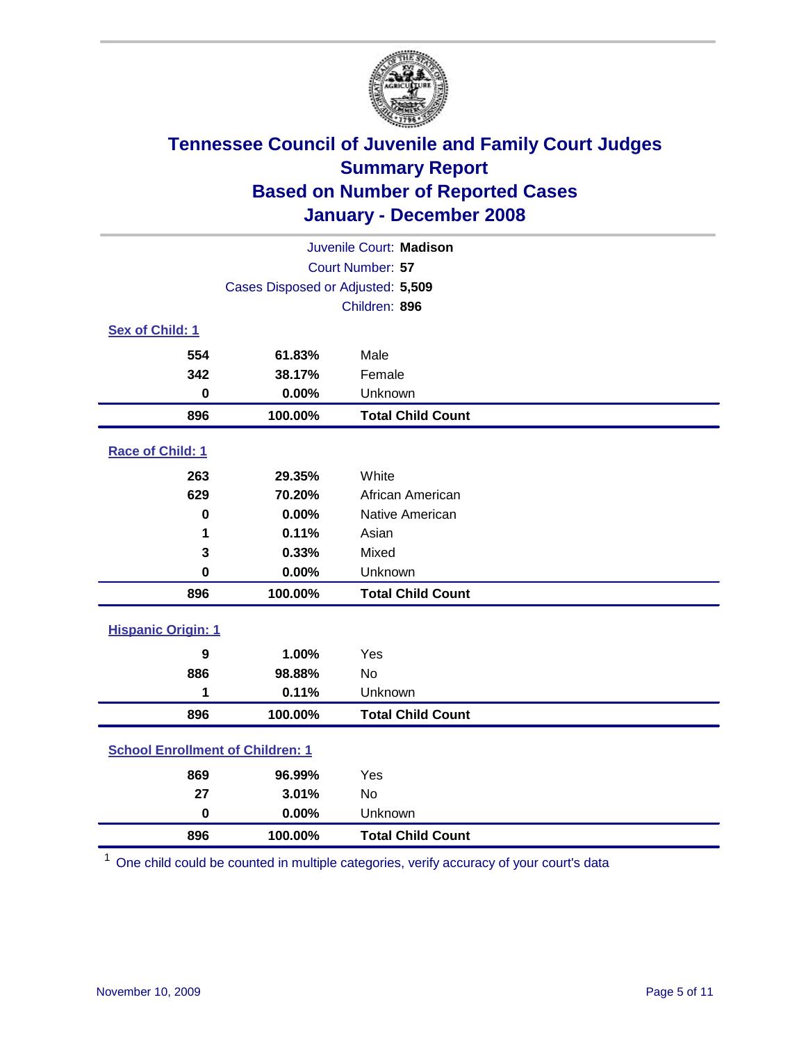# Tennessee Council of Juvenile and Family Court Judges
## Summary Report
## Based on Number of Reported Cases
## January - December 2008

Juvenile Court: **Madison**
Court Number: **57**
Cases Disposed or Adjusted: **5,509**
Children: **896**

### Sex of Child: 1

| | | |
|---|---|---|
| 554 | 61.83% | Male |
| 342 | 38.17% | Female |
| 0 | 0.00% | Unknown |
| **896** | **100.00%** | **Total Child Count** |

### Race of Child: 1

| | | |
|---|---|---|
| 263 | 29.35% | White |
| 629 | 70.20% | African American |
| 0 | 0.00% | Native American |
| 1 | 0.11% | Asian |
| 3 | 0.33% | Mixed |
| 0 | 0.00% | Unknown |
| **896** | **100.00%** | **Total Child Count** |

### Hispanic Origin: 1

| | | |
|---|---|---|
| 9 | 1.00% | Yes |
| 886 | 98.88% | No |
| 1 | 0.11% | Unknown |
| **896** | **100.00%** | **Total Child Count** |

### School Enrollment of Children: 1

| | | |
|---|---|---|
| 869 | 96.99% | Yes |
| 27 | 3.01% | No |
| 0 | 0.00% | Unknown |
| **896** | **100.00%** | **Total Child Count** |

[1] One child could be counted in multiple categories, verify accuracy of your court's data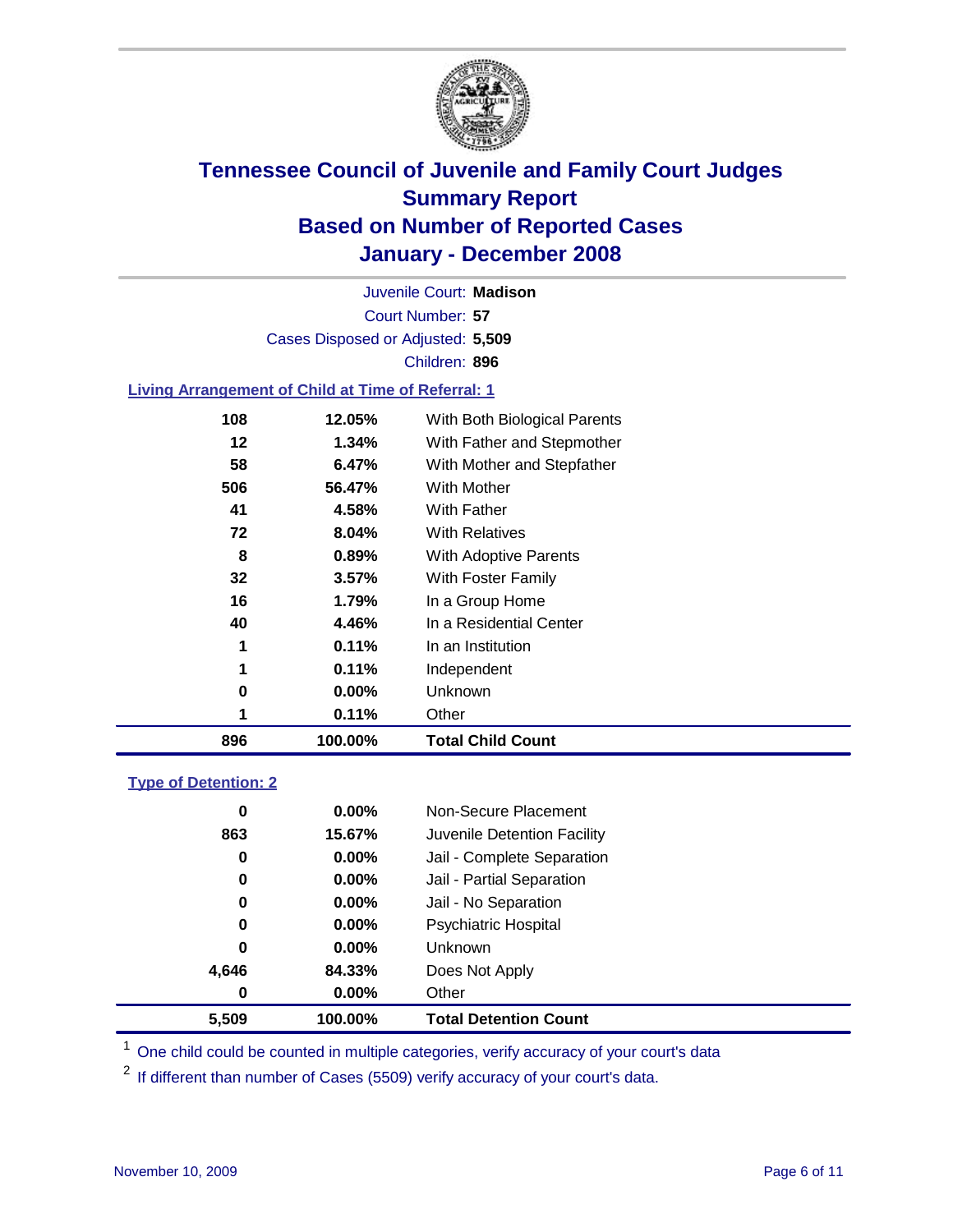# Tennessee Council of Juvenile and Family Court Judges
## Summary Report
## Based on Number of Reported Cases
## January - December 2008

Juvenile Court: **Madison**

Court Number: **57**

Cases Disposed or Adjusted: **5,509**

Children: **896**

### Living Arrangement of Child at Time of Referral: 1

| | | |
|---|---|---|
| 108 | 12.05% | With Both Biological Parents |
| 12 | 1.34% | With Father and Stepmother |
| 58 | 6.47% | With Mother and Stepfather |
| 506 | 56.47% | With Mother |
| 41 | 4.58% | With Father |
| 72 | 8.04% | With Relatives |
| 8 | 0.89% | With Adoptive Parents |
| 32 | 3.57% | With Foster Family |
| 16 | 1.79% | In a Group Home |
| 40 | 4.46% | In a Residential Center |
| 1 | 0.11% | In an Institution |
| 1 | 0.11% | Independent |
| 0 | 0.00% | Unknown |
| 1 | 0.11% | Other |
| **896** | **100.00%** | **Total Child Count** |

### Type of Detention: 2

| | | |
|---|---|---|
| 0 | 0.00% | Non-Secure Placement |
| 863 | 15.67% | Juvenile Detention Facility |
| 0 | 0.00% | Jail - Complete Separation |
| 0 | 0.00% | Jail - Partial Separation |
| 0 | 0.00% | Jail - No Separation |
| 0 | 0.00% | Psychiatric Hospital |
| 0 | 0.00% | Unknown |
| 4,646 | 84.33% | Does Not Apply |
| 0 | 0.00% | Other |
| **5,509** | **100.00%** | **Total Detention Count** |

[1] One child could be counted in multiple categories, verify accuracy of your court's data

[2] If different than number of Cases (5509) verify accuracy of your court's data.

November 10, 2009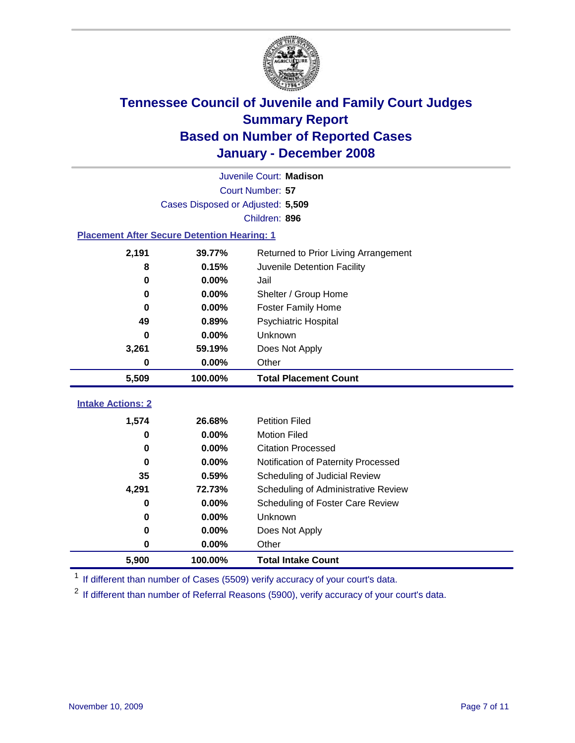# Tennessee Council of Juvenile and Family Court Judges
## Summary Report
## Based on Number of Reported Cases
## January - December 2008

Juvenile Court: **Madison**
Court Number: **57**
Cases Disposed or Adjusted: **5,509**
Children: **896**

### Placement After Secure Detention Hearing: 1

| Count | Percent | Placement |
|---|---|---|
| 2,191 | 39.77% | Returned to Prior Living Arrangement |
| 8 | 0.15% | Juvenile Detention Facility |
| 0 | 0.00% | Jail |
| 0 | 0.00% | Shelter / Group Home |
| 0 | 0.00% | Foster Family Home |
| 49 | 0.89% | Psychiatric Hospital |
| 0 | 0.00% | Unknown |
| 3,261 | 59.19% | Does Not Apply |
| 0 | 0.00% | Other |
| **5,509** | **100.00%** | **Total Placement Count** |

### Intake Actions: 2

| Count | Percent | Intake Action |
|---|---|---|
| 1,574 | 26.68% | Petition Filed |
| 0 | 0.00% | Motion Filed |
| 0 | 0.00% | Citation Processed |
| 0 | 0.00% | Notification of Paternity Processed |
| 35 | 0.59% | Scheduling of Judicial Review |
| 4,291 | 72.73% | Scheduling of Administrative Review |
| 0 | 0.00% | Scheduling of Foster Care Review |
| 0 | 0.00% | Unknown |
| 0 | 0.00% | Does Not Apply |
| 0 | 0.00% | Other |
| **5,900** | **100.00%** | **Total Intake Count** |

[1] If different than number of Cases (5509) verify accuracy of your court's data.

[2] If different than number of Referral Reasons (5900), verify accuracy of your court's data.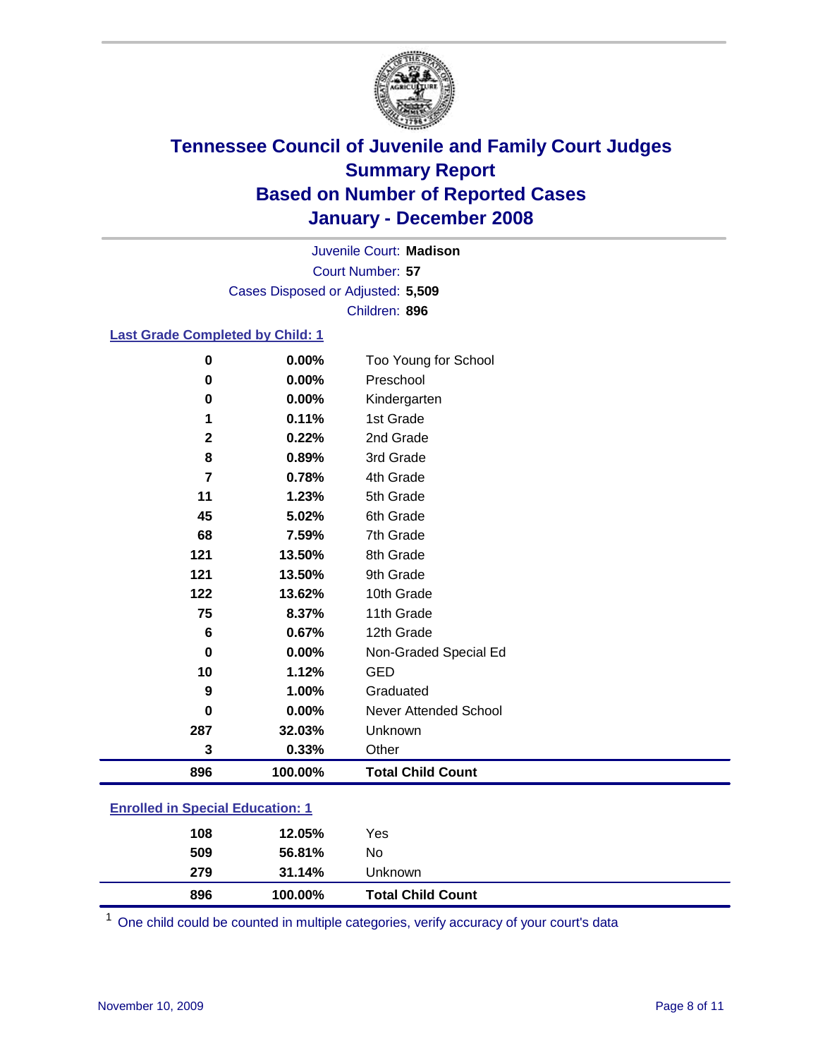# Tennessee Council of Juvenile and Family Court Judges
## Summary Report
## Based on Number of Reported Cases
## January - December 2008

Juvenile Court: **Madison**

Court Number: **57**

Cases Disposed or Adjusted: **5,509**

Children: **896**

### Last Grade Completed by Child: 1

| Count | Percent | Category |
|---|---|---|
| 0 | 0.00% | Too Young for School |
| 0 | 0.00% | Preschool |
| 0 | 0.00% | Kindergarten |
| 1 | 0.11% | 1st Grade |
| 2 | 0.22% | 2nd Grade |
| 8 | 0.89% | 3rd Grade |
| 7 | 0.78% | 4th Grade |
| 11 | 1.23% | 5th Grade |
| 45 | 5.02% | 6th Grade |
| 68 | 7.59% | 7th Grade |
| 121 | 13.50% | 8th Grade |
| 121 | 13.50% | 9th Grade |
| 122 | 13.62% | 10th Grade |
| 75 | 8.37% | 11th Grade |
| 6 | 0.67% | 12th Grade |
| 0 | 0.00% | Non-Graded Special Ed |
| 10 | 1.12% | GED |
| 9 | 1.00% | Graduated |
| 0 | 0.00% | Never Attended School |
| 287 | 32.03% | Unknown |
| 3 | 0.33% | Other |
| **896** | **100.00%** | **Total Child Count** |

### Enrolled in Special Education: 1

| Count | Percent | Category |
|---|---|---|
| 108 | 12.05% | Yes |
| 509 | 56.81% | No |
| 279 | 31.14% | Unknown |
| **896** | **100.00%** | **Total Child Count** |

[1] One child could be counted in multiple categories, verify accuracy of your court's data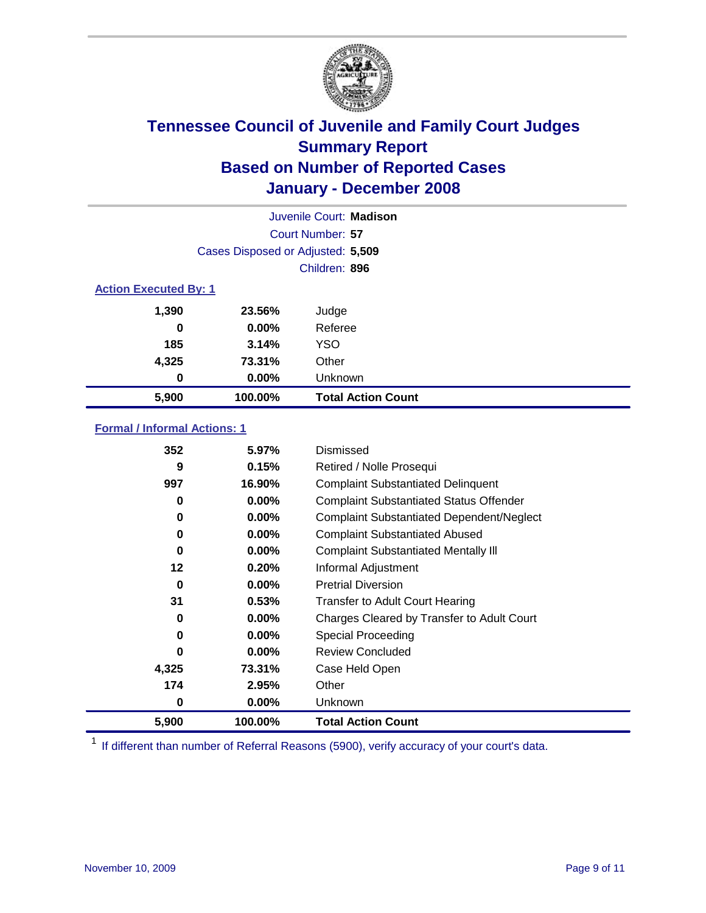# Tennessee Council of Juvenile and Family Court Judges
## Summary Report
## Based on Number of Reported Cases
## January - December 2008

Juvenile Court: **Madison**

Court Number: **57**

Cases Disposed or Adjusted: **5,509**

Children: **896**

### Action Executed By: 1

| | | |
|---|---|---|
| 1,390 | 23.56% | Judge |
| 0 | 0.00% | Referee |
| 185 | 3.14% | YSO |
| 4,325 | 73.31% | Other |
| 0 | 0.00% | Unknown |
| **5,900** | **100.00%** | **Total Action Count** |

### Formal / Informal Actions: 1

| | | |
|---|---|---|
| 352 | 5.97% | Dismissed |
| 9 | 0.15% | Retired / Nolle Prosequi |
| 997 | 16.90% | Complaint Substantiated Delinquent |
| 0 | 0.00% | Complaint Substantiated Status Offender |
| 0 | 0.00% | Complaint Substantiated Dependent/Neglect |
| 0 | 0.00% | Complaint Substantiated Abused |
| 0 | 0.00% | Complaint Substantiated Mentally Ill |
| 12 | 0.20% | Informal Adjustment |
| 0 | 0.00% | Pretrial Diversion |
| 31 | 0.53% | Transfer to Adult Court Hearing |
| 0 | 0.00% | Charges Cleared by Transfer to Adult Court |
| 0 | 0.00% | Special Proceeding |
| 0 | 0.00% | Review Concluded |
| 4,325 | 73.31% | Case Held Open |
| 174 | 2.95% | Other |
| 0 | 0.00% | Unknown |
| **5,900** | **100.00%** | **Total Action Count** |

[1] If different than number of Referral Reasons (5900), verify accuracy of your court's data.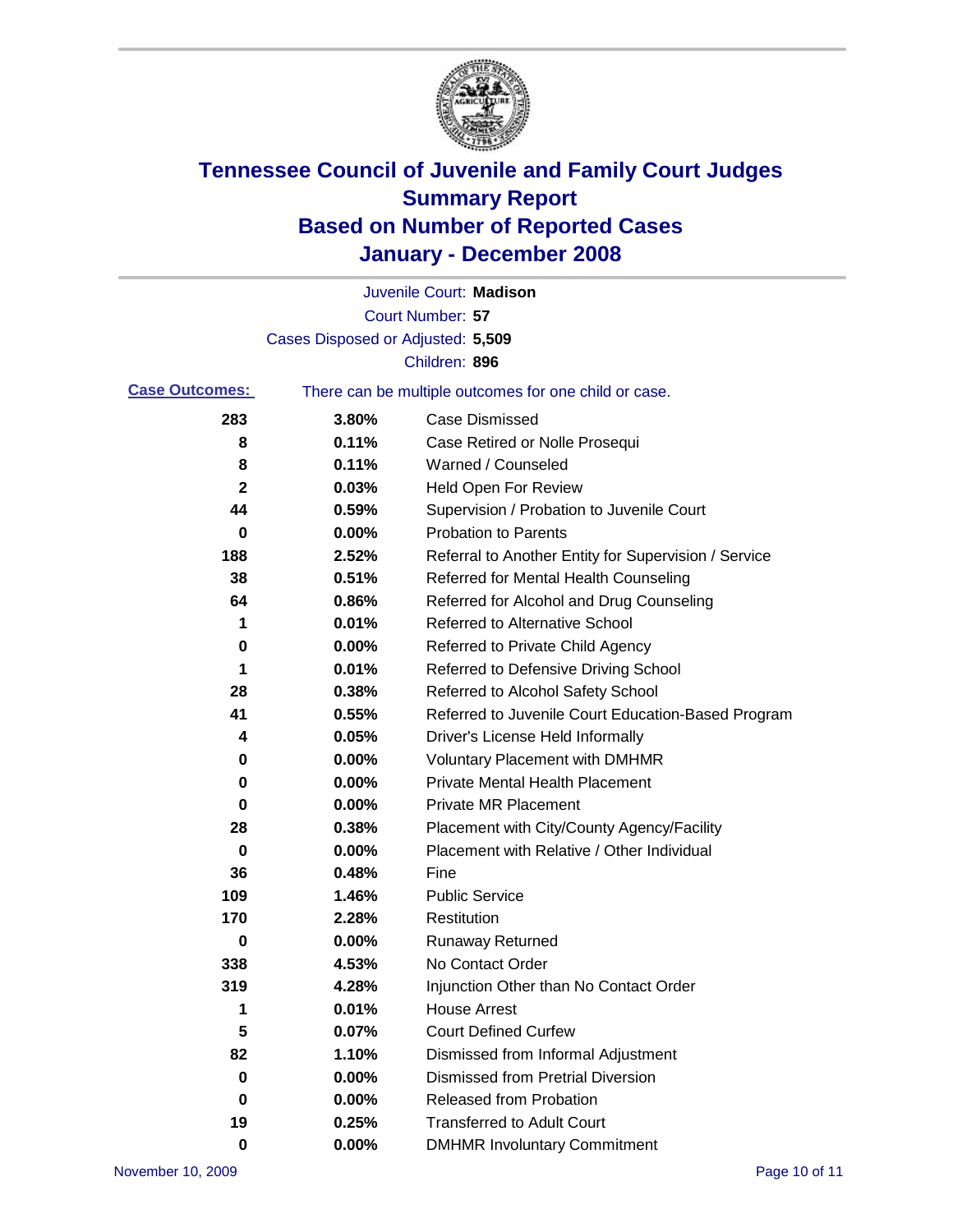# Tennessee Council of Juvenile and Family Court Judges
# Summary Report
# Based on Number of Reported Cases
# January - December 2008

Juvenile Court: **Madison**
Court Number: **57**
Cases Disposed or Adjusted: **5,509**
Children: **896**

**Case Outcomes:** There can be multiple outcomes for one child or case.

| Count | Percent | Outcome |
|---|---|---|
| 283 | 3.80% | Case Dismissed |
| 8 | 0.11% | Case Retired or Nolle Prosequi |
| 8 | 0.11% | Warned / Counseled |
| 2 | 0.03% | Held Open For Review |
| 44 | 0.59% | Supervision / Probation to Juvenile Court |
| 0 | 0.00% | Probation to Parents |
| 188 | 2.52% | Referral to Another Entity for Supervision / Service |
| 38 | 0.51% | Referred for Mental Health Counseling |
| 64 | 0.86% | Referred for Alcohol and Drug Counseling |
| 1 | 0.01% | Referred to Alternative School |
| 0 | 0.00% | Referred to Private Child Agency |
| 1 | 0.01% | Referred to Defensive Driving School |
| 28 | 0.38% | Referred to Alcohol Safety School |
| 41 | 0.55% | Referred to Juvenile Court Education-Based Program |
| 4 | 0.05% | Driver's License Held Informally |
| 0 | 0.00% | Voluntary Placement with DMHMR |
| 0 | 0.00% | Private Mental Health Placement |
| 0 | 0.00% | Private MR Placement |
| 28 | 0.38% | Placement with City/County Agency/Facility |
| 0 | 0.00% | Placement with Relative / Other Individual |
| 36 | 0.48% | Fine |
| 109 | 1.46% | Public Service |
| 170 | 2.28% | Restitution |
| 0 | 0.00% | Runaway Returned |
| 338 | 4.53% | No Contact Order |
| 319 | 4.28% | Injunction Other than No Contact Order |
| 1 | 0.01% | House Arrest |
| 5 | 0.07% | Court Defined Curfew |
| 82 | 1.10% | Dismissed from Informal Adjustment |
| 0 | 0.00% | Dismissed from Pretrial Diversion |
| 0 | 0.00% | Released from Probation |
| 19 | 0.25% | Transferred to Adult Court |
| 0 | 0.00% | DMHMR Involuntary Commitment |

November 10, 2009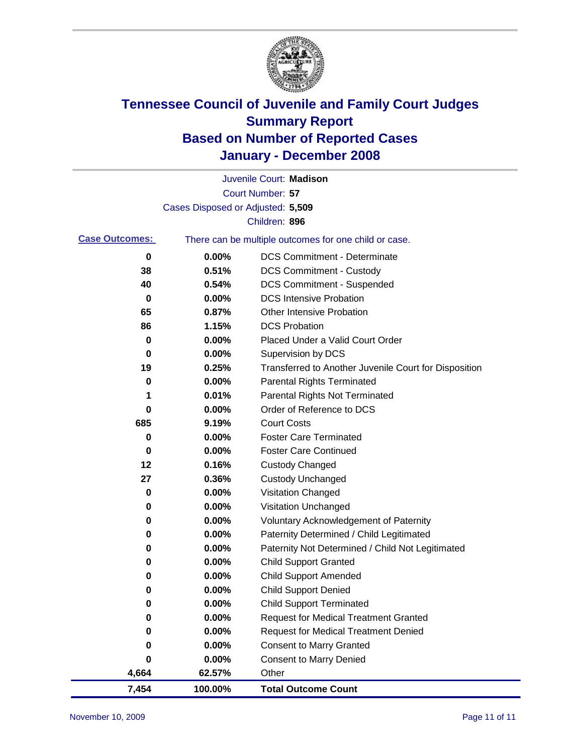# Tennessee Council of Juvenile and Family Court Judges
# Summary Report
# Based on Number of Reported Cases
# January - December 2008

Juvenile Court: **Madison**

Court Number: **57**

Cases Disposed or Adjusted: **5,509**

Children: **896**

**Case Outcomes:** There can be multiple outcomes for one child or case.

| | | |
|---|---|---|
| 0 | 0.00% | DCS Commitment - Determinate |
| 38 | 0.51% | DCS Commitment - Custody |
| 40 | 0.54% | DCS Commitment - Suspended |
| 0 | 0.00% | DCS Intensive Probation |
| 65 | 0.87% | Other Intensive Probation |
| 86 | 1.15% | DCS Probation |
| 0 | 0.00% | Placed Under a Valid Court Order |
| 0 | 0.00% | Supervision by DCS |
| 19 | 0.25% | Transferred to Another Juvenile Court for Disposition |
| 0 | 0.00% | Parental Rights Terminated |
| 1 | 0.01% | Parental Rights Not Terminated |
| 0 | 0.00% | Order of Reference to DCS |
| 685 | 9.19% | Court Costs |
| 0 | 0.00% | Foster Care Terminated |
| 0 | 0.00% | Foster Care Continued |
| 12 | 0.16% | Custody Changed |
| 27 | 0.36% | Custody Unchanged |
| 0 | 0.00% | Visitation Changed |
| 0 | 0.00% | Visitation Unchanged |
| 0 | 0.00% | Voluntary Acknowledgement of Paternity |
| 0 | 0.00% | Paternity Determined / Child Legitimated |
| 0 | 0.00% | Paternity Not Determined / Child Not Legitimated |
| 0 | 0.00% | Child Support Granted |
| 0 | 0.00% | Child Support Amended |
| 0 | 0.00% | Child Support Denied |
| 0 | 0.00% | Child Support Terminated |
| 0 | 0.00% | Request for Medical Treatment Granted |
| 0 | 0.00% | Request for Medical Treatment Denied |
| 0 | 0.00% | Consent to Marry Granted |
| 0 | 0.00% | Consent to Marry Denied |
| 4,664 | 62.57% | Other |
| **7,454** | **100.00%** | **Total Outcome Count** |

November 10, 2009